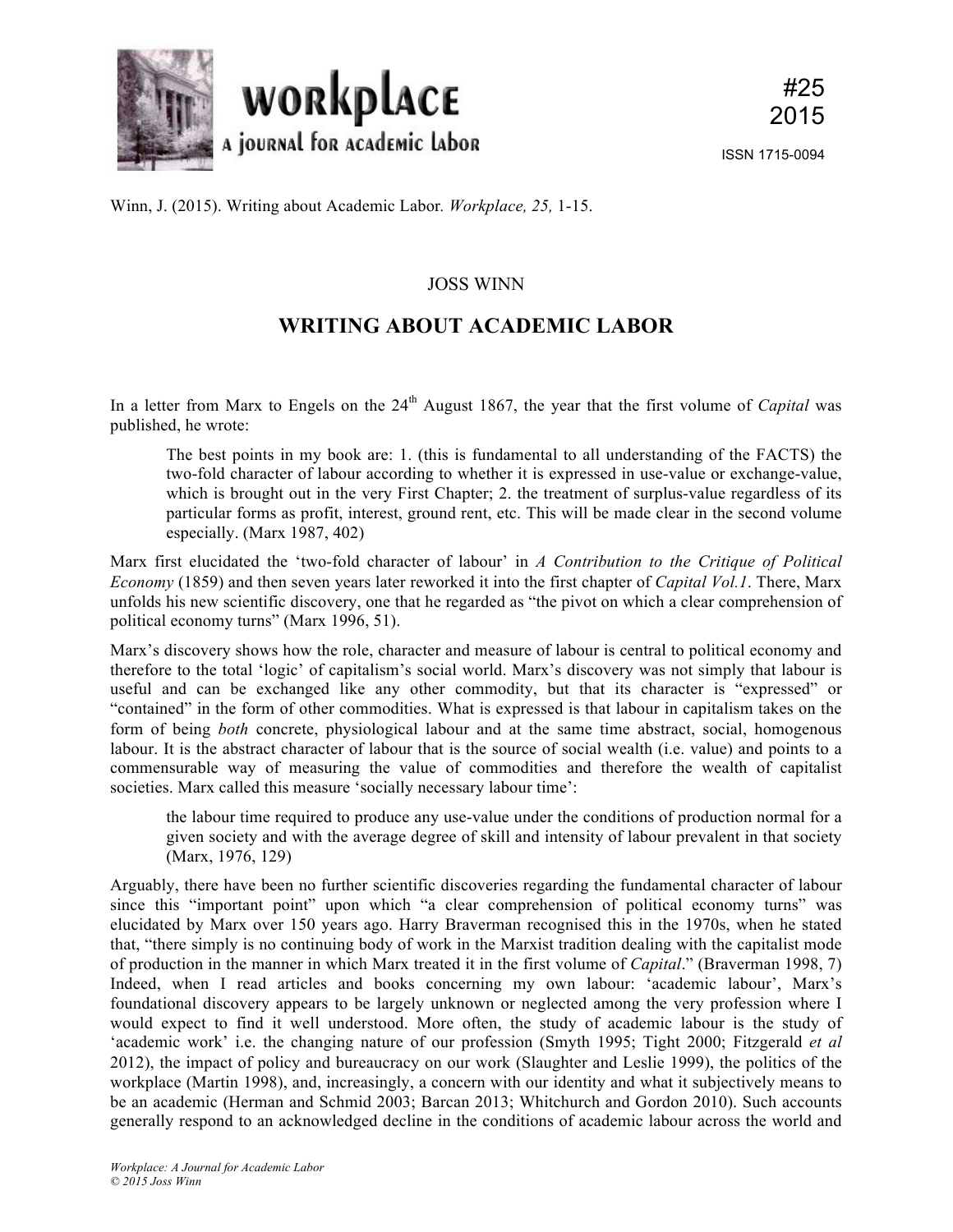Winn, J. (2015). Writing about Academic Labor. *Workplace, 25,* 1-15.

JOSS WINN

# WRITING ABOUT ACADEMIC LABOR

In a letter from Marx to Engels on the 24th August 1867, the year that the first volume of *Capital* was published, he wrote:

> The best points in my book are: 1. (this is fundamental to all understanding of the FACTS) the two-fold character of labour according to whether it is expressed in use-value or exchange-value, which is brought out in the very First Chapter; 2. the treatment of surplus-value regardless of its particular forms as profit, interest, ground rent, etc. This will be made clear in the second volume especially. (Marx 1987, 402)

Marx first elucidated the 'two-fold character of labour' in *A Contribution to the Critique of Political Economy* (1859) and then seven years later reworked it into the first chapter of *Capital Vol.1*. There, Marx unfolds his new scientific discovery, one that he regarded as "the pivot on which a clear comprehension of political economy turns" (Marx 1996, 51).

Marx's discovery shows how the role, character and measure of labour is central to political economy and therefore to the total 'logic' of capitalism's social world. Marx's discovery was not simply that labour is useful and can be exchanged like any other commodity, but that its character is "expressed" or "contained" in the form of other commodities. What is expressed is that labour in capitalism takes on the form of being *both* concrete, physiological labour and at the same time abstract, social, homogenous labour. It is the abstract character of labour that is the source of social wealth (i.e. value) and points to a commensurable way of measuring the value of commodities and therefore the wealth of capitalist societies. Marx called this measure 'socially necessary labour time':

> the labour time required to produce any use-value under the conditions of production normal for a given society and with the average degree of skill and intensity of labour prevalent in that society (Marx, 1976, 129)

Arguably, there have been no further scientific discoveries regarding the fundamental character of labour since this "important point" upon which "a clear comprehension of political economy turns" was elucidated by Marx over 150 years ago. Harry Braverman recognised this in the 1970s, when he stated that, "there simply is no continuing body of work in the Marxist tradition dealing with the capitalist mode of production in the manner in which Marx treated it in the first volume of *Capital*." (Braverman 1998, 7) Indeed, when I read articles and books concerning my own labour: 'academic labour', Marx's foundational discovery appears to be largely unknown or neglected among the very profession where I would expect to find it well understood. More often, the study of academic labour is the study of 'academic work' i.e. the changing nature of our profession (Smyth 1995; Tight 2000; Fitzgerald *et al* 2012), the impact of policy and bureaucracy on our work (Slaughter and Leslie 1999), the politics of the workplace (Martin 1998), and, increasingly, a concern with our identity and what it subjectively means to be an academic (Herman and Schmid 2003; Barcan 2013; Whitchurch and Gordon 2010). Such accounts generally respond to an acknowledged decline in the conditions of academic labour across the world and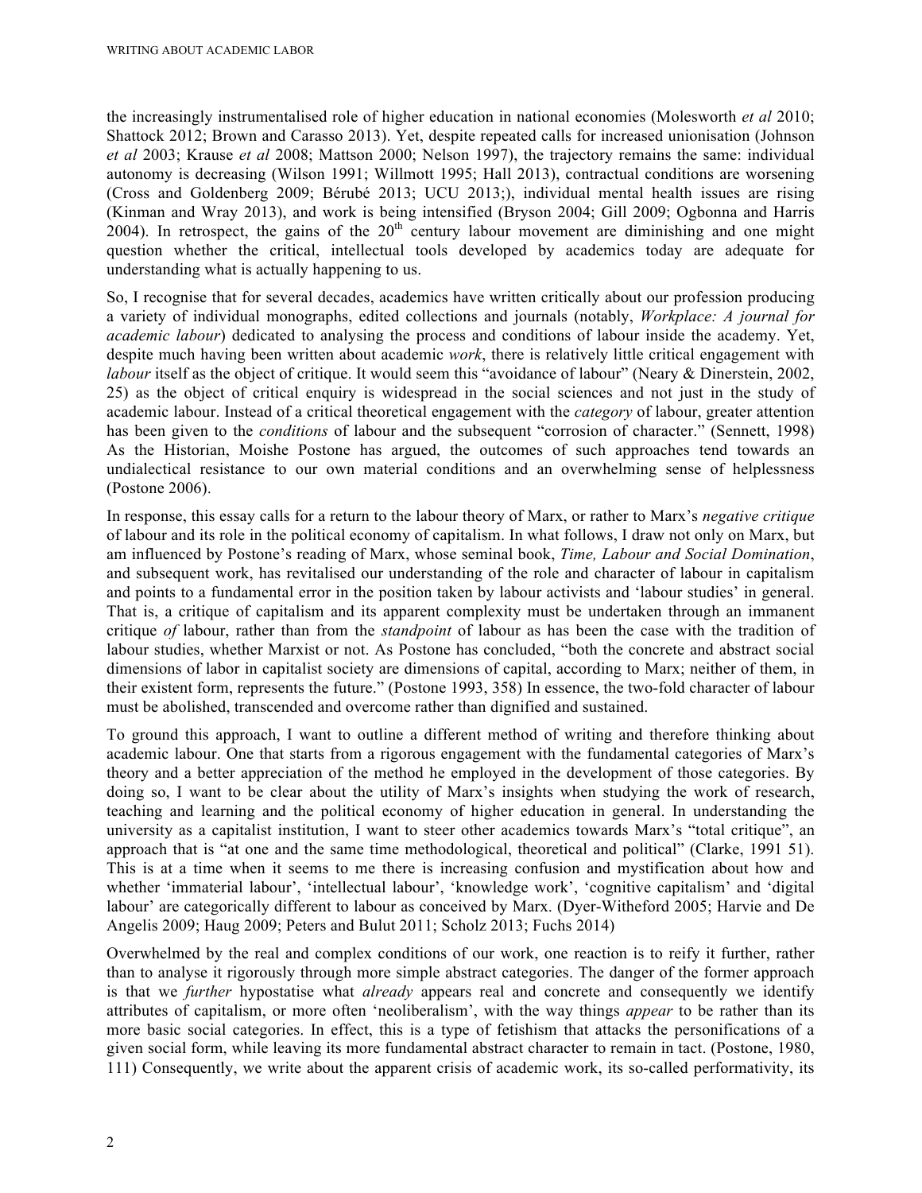the increasingly instrumentalised role of higher education in national economies (Molesworth *et al* 2010; Shattock 2012; Brown and Carasso 2013). Yet, despite repeated calls for increased unionisation (Johnson *et al* 2003; Krause *et al* 2008; Mattson 2000; Nelson 1997), the trajectory remains the same: individual autonomy is decreasing (Wilson 1991; Willmott 1995; Hall 2013), contractual conditions are worsening (Cross and Goldenberg 2009; Bérubé 2013; UCU 2013;), individual mental health issues are rising (Kinman and Wray 2013), and work is being intensified (Bryson 2004; Gill 2009; Ogbonna and Harris 2004). In retrospect, the gains of the 20th century labour movement are diminishing and one might question whether the critical, intellectual tools developed by academics today are adequate for understanding what is actually happening to us.

So, I recognise that for several decades, academics have written critically about our profession producing a variety of individual monographs, edited collections and journals (notably, *Workplace: A journal for academic labour*) dedicated to analysing the process and conditions of labour inside the academy. Yet, despite much having been written about academic *work*, there is relatively little critical engagement with *labour* itself as the object of critique. It would seem this "avoidance of labour" (Neary & Dinerstein, 2002, 25) as the object of critical enquiry is widespread in the social sciences and not just in the study of academic labour. Instead of a critical theoretical engagement with the *category* of labour, greater attention has been given to the *conditions* of labour and the subsequent "corrosion of character." (Sennett, 1998) As the Historian, Moishe Postone has argued, the outcomes of such approaches tend towards an undialectical resistance to our own material conditions and an overwhelming sense of helplessness (Postone 2006).

In response, this essay calls for a return to the labour theory of Marx, or rather to Marx's *negative critique* of labour and its role in the political economy of capitalism. In what follows, I draw not only on Marx, but am influenced by Postone's reading of Marx, whose seminal book, *Time, Labour and Social Domination*, and subsequent work, has revitalised our understanding of the role and character of labour in capitalism and points to a fundamental error in the position taken by labour activists and 'labour studies' in general. That is, a critique of capitalism and its apparent complexity must be undertaken through an immanent critique *of* labour, rather than from the *standpoint* of labour as has been the case with the tradition of labour studies, whether Marxist or not. As Postone has concluded, "both the concrete and abstract social dimensions of labor in capitalist society are dimensions of capital, according to Marx; neither of them, in their existent form, represents the future." (Postone 1993, 358) In essence, the two-fold character of labour must be abolished, transcended and overcome rather than dignified and sustained.

To ground this approach, I want to outline a different method of writing and therefore thinking about academic labour. One that starts from a rigorous engagement with the fundamental categories of Marx's theory and a better appreciation of the method he employed in the development of those categories. By doing so, I want to be clear about the utility of Marx's insights when studying the work of research, teaching and learning and the political economy of higher education in general. In understanding the university as a capitalist institution, I want to steer other academics towards Marx's "total critique", an approach that is "at one and the same time methodological, theoretical and political" (Clarke, 1991 51). This is at a time when it seems to me there is increasing confusion and mystification about how and whether 'immaterial labour', 'intellectual labour', 'knowledge work', 'cognitive capitalism' and 'digital labour' are categorically different to labour as conceived by Marx. (Dyer-Witheford 2005; Harvie and De Angelis 2009; Haug 2009; Peters and Bulut 2011; Scholz 2013; Fuchs 2014)

Overwhelmed by the real and complex conditions of our work, one reaction is to reify it further, rather than to analyse it rigorously through more simple abstract categories. The danger of the former approach is that we *further* hypostatise what *already* appears real and concrete and consequently we identify attributes of capitalism, or more often 'neoliberalism', with the way things *appear* to be rather than its more basic social categories. In effect, this is a type of fetishism that attacks the personifications of a given social form, while leaving its more fundamental abstract character to remain in tact. (Postone, 1980, 111) Consequently, we write about the apparent crisis of academic work, its so-called performativity, its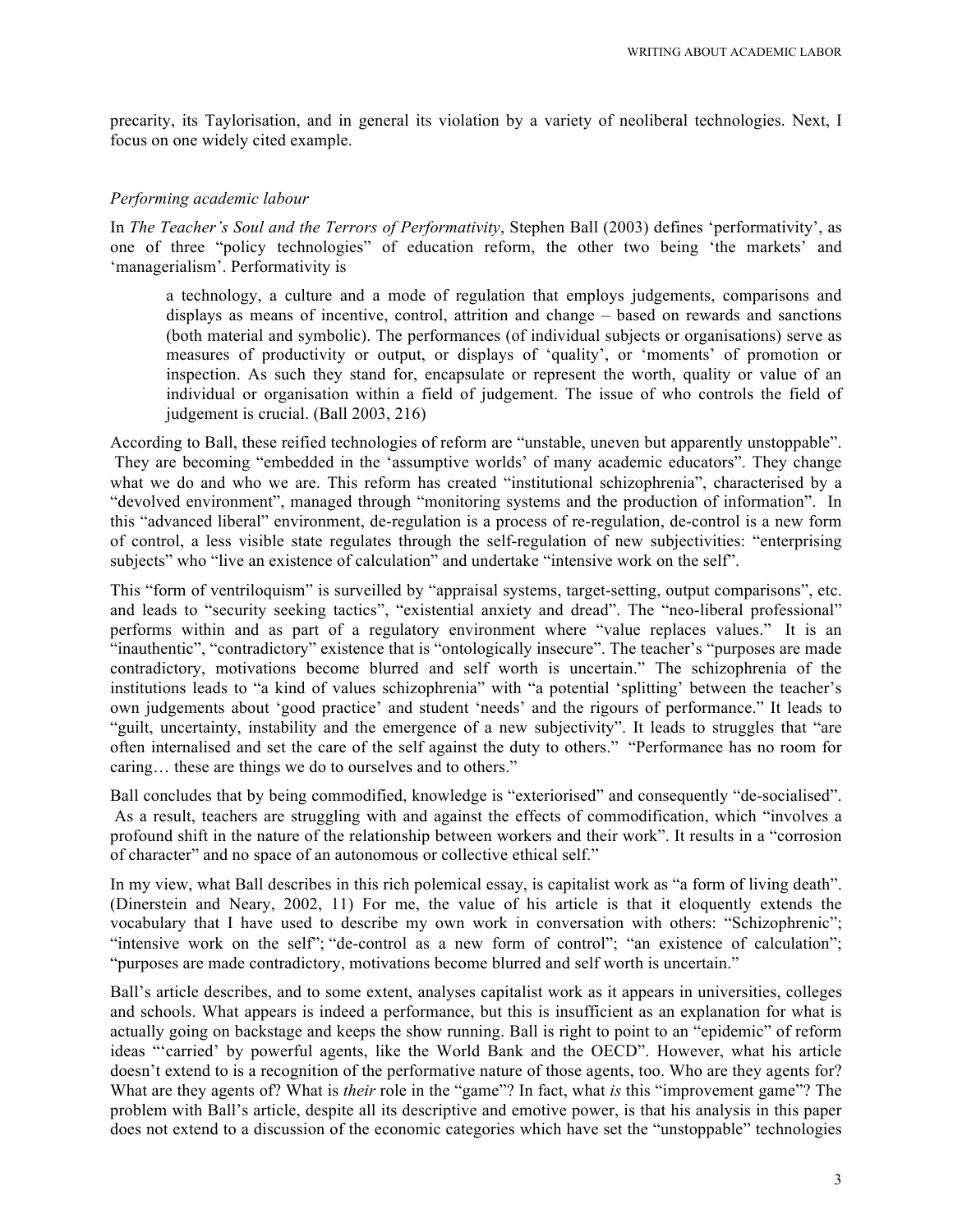precarity, its Taylorisation, and in general its violation by a variety of neoliberal technologies. Next, I focus on one widely cited example.

### *Performing academic labour*

In *The Teacher's Soul and the Terrors of Performativity*, Stephen Ball (2003) defines 'performativity', as one of three "policy technologies" of education reform, the other two being 'the markets' and 'managerialism'. Performativity is

> a technology, a culture and a mode of regulation that employs judgements, comparisons and displays as means of incentive, control, attrition and change – based on rewards and sanctions (both material and symbolic). The performances (of individual subjects or organisations) serve as measures of productivity or output, or displays of 'quality', or 'moments' of promotion or inspection. As such they stand for, encapsulate or represent the worth, quality or value of an individual or organisation within a field of judgement. The issue of who controls the field of judgement is crucial. (Ball 2003, 216)

According to Ball, these reified technologies of reform are "unstable, uneven but apparently unstoppable". They are becoming "embedded in the 'assumptive worlds' of many academic educators". They change what we do and who we are. This reform has created "institutional schizophrenia", characterised by a "devolved environment", managed through "monitoring systems and the production of information". In this "advanced liberal" environment, de-regulation is a process of re-regulation, de-control is a new form of control, a less visible state regulates through the self-regulation of new subjectivities: "enterprising subjects" who "live an existence of calculation" and undertake "intensive work on the self".

This "form of ventriloquism" is surveilled by "appraisal systems, target-setting, output comparisons", etc. and leads to "security seeking tactics", "existential anxiety and dread". The "neo-liberal professional" performs within and as part of a regulatory environment where "value replaces values." It is an "inauthentic", "contradictory" existence that is "ontologically insecure". The teacher's "purposes are made contradictory, motivations become blurred and self worth is uncertain." The schizophrenia of the institutions leads to "a kind of values schizophrenia" with "a potential 'splitting' between the teacher's own judgements about 'good practice' and student 'needs' and the rigours of performance." It leads to "guilt, uncertainty, instability and the emergence of a new subjectivity". It leads to struggles that "are often internalised and set the care of the self against the duty to others." "Performance has no room for caring… these are things we do to ourselves and to others."

Ball concludes that by being commodified, knowledge is "exteriorised" and consequently "de-socialised". As a result, teachers are struggling with and against the effects of commodification, which "involves a profound shift in the nature of the relationship between workers and their work". It results in a "corrosion of character" and no space of an autonomous or collective ethical self."

In my view, what Ball describes in this rich polemical essay, is capitalist work as "a form of living death". (Dinerstein and Neary, 2002, 11) For me, the value of his article is that it eloquently extends the vocabulary that I have used to describe my own work in conversation with others: "Schizophrenic"; "intensive work on the self"; "de-control as a new form of control"; "an existence of calculation"; "purposes are made contradictory, motivations become blurred and self worth is uncertain."

Ball's article describes, and to some extent, analyses capitalist work as it appears in universities, colleges and schools. What appears is indeed a performance, but this is insufficient as an explanation for what is actually going on backstage and keeps the show running. Ball is right to point to an "epidemic" of reform ideas "'carried' by powerful agents, like the World Bank and the OECD". However, what his article doesn't extend to is a recognition of the performative nature of those agents, too. Who are they agents for? What are they agents of? What is *their* role in the "game"? In fact, what *is* this "improvement game"? The problem with Ball's article, despite all its descriptive and emotive power, is that his analysis in this paper does not extend to a discussion of the economic categories which have set the "unstoppable" technologies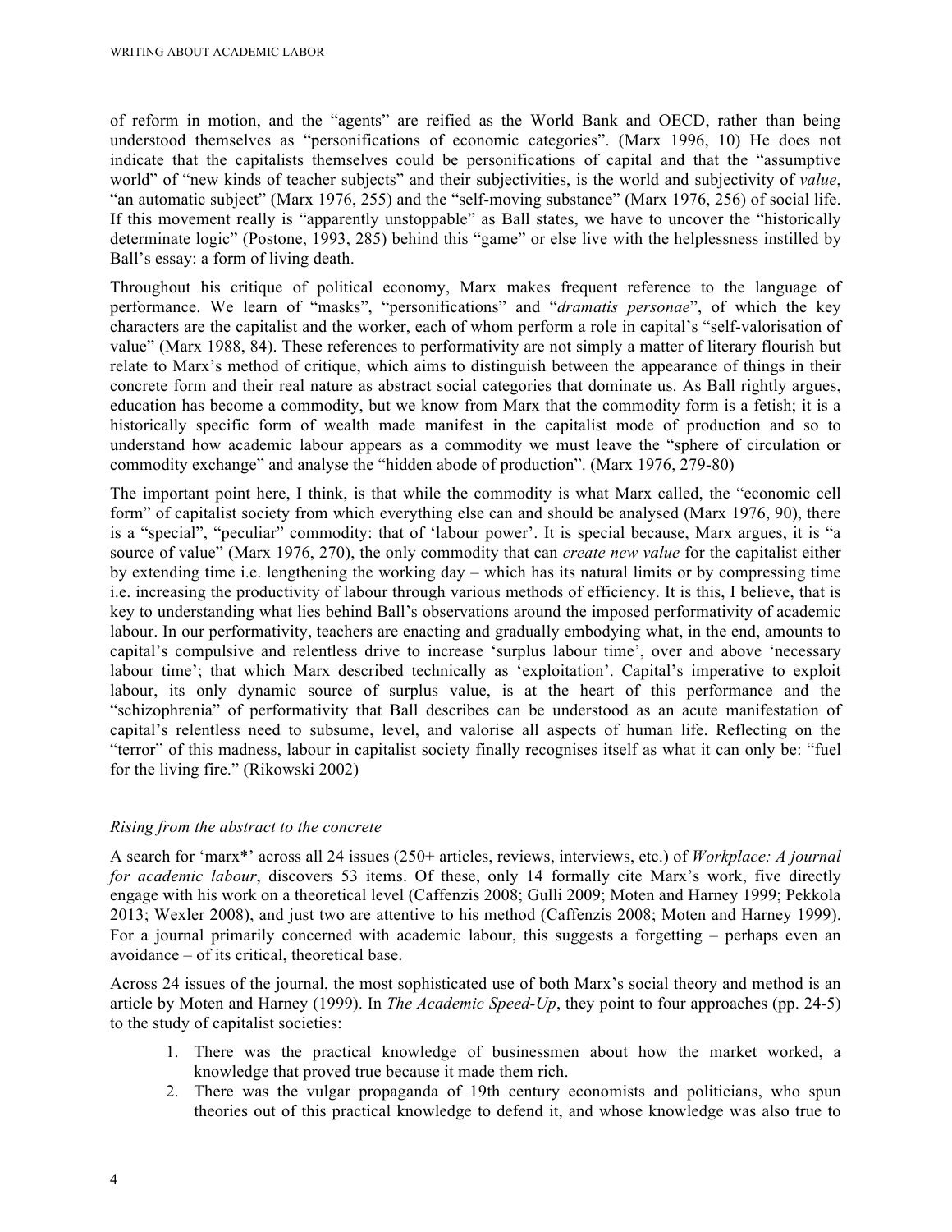of reform in motion, and the "agents" are reified as the World Bank and OECD, rather than being understood themselves as "personifications of economic categories". (Marx 1996, 10) He does not indicate that the capitalists themselves could be personifications of capital and that the "assumptive world" of "new kinds of teacher subjects" and their subjectivities, is the world and subjectivity of *value*, "an automatic subject" (Marx 1976, 255) and the "self-moving substance" (Marx 1976, 256) of social life. If this movement really is "apparently unstoppable" as Ball states, we have to uncover the "historically determinate logic" (Postone, 1993, 285) behind this "game" or else live with the helplessness instilled by Ball's essay: a form of living death.

Throughout his critique of political economy, Marx makes frequent reference to the language of performance. We learn of "masks", "personifications" and "*dramatis personae*", of which the key characters are the capitalist and the worker, each of whom perform a role in capital's "self-valorisation of value" (Marx 1988, 84). These references to performativity are not simply a matter of literary flourish but relate to Marx's method of critique, which aims to distinguish between the appearance of things in their concrete form and their real nature as abstract social categories that dominate us. As Ball rightly argues, education has become a commodity, but we know from Marx that the commodity form is a fetish; it is a historically specific form of wealth made manifest in the capitalist mode of production and so to understand how academic labour appears as a commodity we must leave the "sphere of circulation or commodity exchange" and analyse the "hidden abode of production". (Marx 1976, 279-80)

The important point here, I think, is that while the commodity is what Marx called, the "economic cell form" of capitalist society from which everything else can and should be analysed (Marx 1976, 90), there is a "special", "peculiar" commodity: that of 'labour power'. It is special because, Marx argues, it is "a source of value" (Marx 1976, 270), the only commodity that can *create new value* for the capitalist either by extending time i.e. lengthening the working day – which has its natural limits or by compressing time i.e. increasing the productivity of labour through various methods of efficiency. It is this, I believe, that is key to understanding what lies behind Ball's observations around the imposed performativity of academic labour. In our performativity, teachers are enacting and gradually embodying what, in the end, amounts to capital's compulsive and relentless drive to increase 'surplus labour time', over and above 'necessary labour time'; that which Marx described technically as 'exploitation'. Capital's imperative to exploit labour, its only dynamic source of surplus value, is at the heart of this performance and the "schizophrenia" of performativity that Ball describes can be understood as an acute manifestation of capital's relentless need to subsume, level, and valorise all aspects of human life. Reflecting on the "terror" of this madness, labour in capitalist society finally recognises itself as what it can only be: "fuel for the living fire." (Rikowski 2002)

### *Rising from the abstract to the concrete*

A search for 'marx*' across all 24 issues (250+ articles, reviews, interviews, etc.) of *Workplace: A journal for academic labour*, discovers 53 items. Of these, only 14 formally cite Marx's work, five directly engage with his work on a theoretical level (Caffenzis 2008; Gulli 2009; Moten and Harney 1999; Pekkola 2013; Wexler 2008), and just two are attentive to his method (Caffenzis 2008; Moten and Harney 1999). For a journal primarily concerned with academic labour, this suggests a forgetting – perhaps even an avoidance – of its critical, theoretical base.

Across 24 issues of the journal, the most sophisticated use of both Marx's social theory and method is an article by Moten and Harney (1999). In *The Academic Speed-Up*, they point to four approaches (pp. 24-5) to the study of capitalist societies:

1. There was the practical knowledge of businessmen about how the market worked, a knowledge that proved true because it made them rich.
2. There was the vulgar propaganda of 19th century economists and politicians, who spun theories out of this practical knowledge to defend it, and whose knowledge was also true to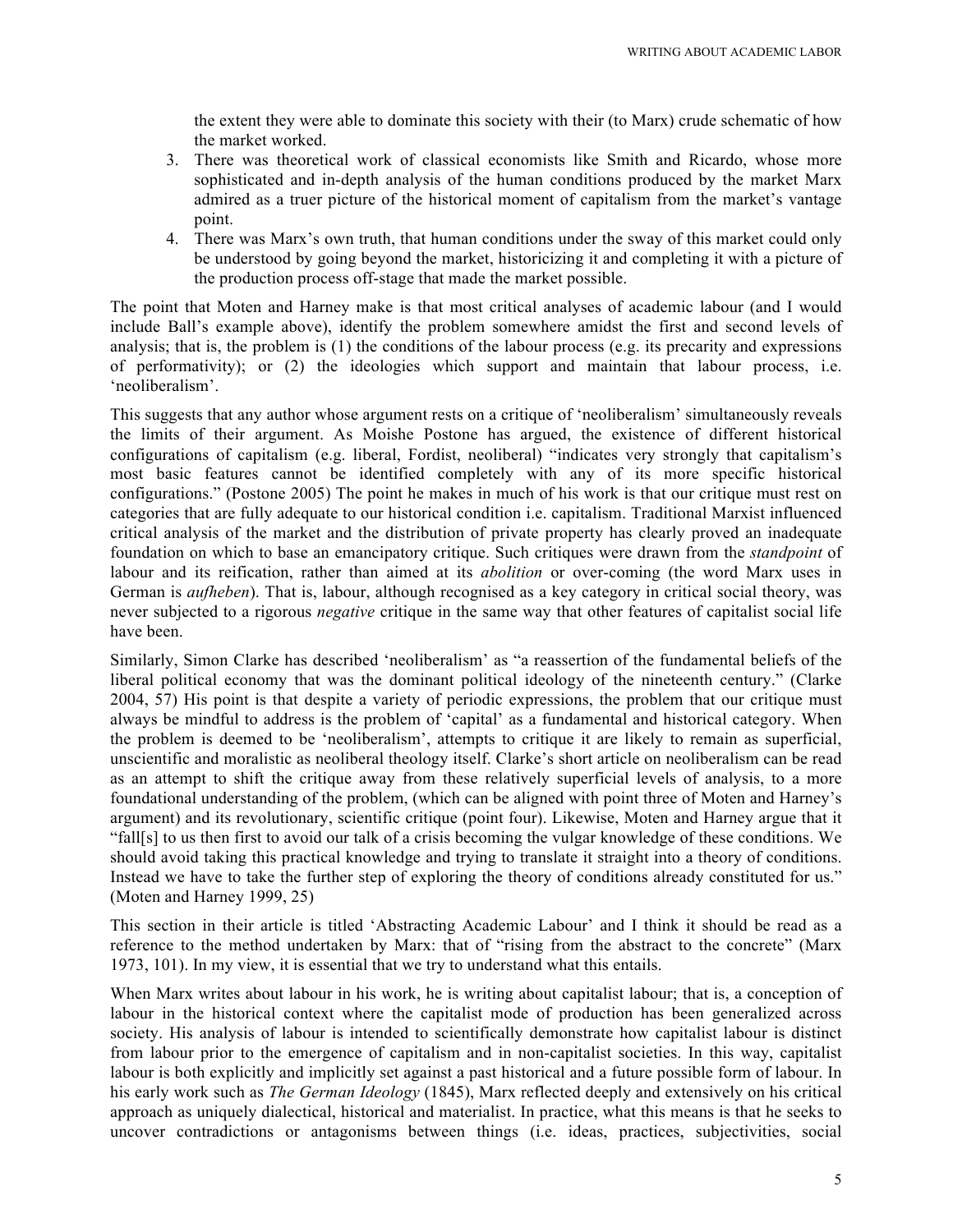the extent they were able to dominate this society with their (to Marx) crude schematic of how the market worked.

3. There was theoretical work of classical economists like Smith and Ricardo, whose more sophisticated and in-depth analysis of the human conditions produced by the market Marx admired as a truer picture of the historical moment of capitalism from the market's vantage point.
4. There was Marx's own truth, that human conditions under the sway of this market could only be understood by going beyond the market, historicizing it and completing it with a picture of the production process off-stage that made the market possible.

The point that Moten and Harney make is that most critical analyses of academic labour (and I would include Ball's example above), identify the problem somewhere amidst the first and second levels of analysis; that is, the problem is (1) the conditions of the labour process (e.g. its precarity and expressions of performativity); or (2) the ideologies which support and maintain that labour process, i.e. 'neoliberalism'.

This suggests that any author whose argument rests on a critique of 'neoliberalism' simultaneously reveals the limits of their argument. As Moishe Postone has argued, the existence of different historical configurations of capitalism (e.g. liberal, Fordist, neoliberal) "indicates very strongly that capitalism's most basic features cannot be identified completely with any of its more specific historical configurations." (Postone 2005) The point he makes in much of his work is that our critique must rest on categories that are fully adequate to our historical condition i.e. capitalism. Traditional Marxist influenced critical analysis of the market and the distribution of private property has clearly proved an inadequate foundation on which to base an emancipatory critique. Such critiques were drawn from the *standpoint* of labour and its reification, rather than aimed at its *abolition* or over-coming (the word Marx uses in German is *aufheben*). That is, labour, although recognised as a key category in critical social theory, was never subjected to a rigorous *negative* critique in the same way that other features of capitalist social life have been.

Similarly, Simon Clarke has described 'neoliberalism' as "a reassertion of the fundamental beliefs of the liberal political economy that was the dominant political ideology of the nineteenth century." (Clarke 2004, 57) His point is that despite a variety of periodic expressions, the problem that our critique must always be mindful to address is the problem of 'capital' as a fundamental and historical category. When the problem is deemed to be 'neoliberalism', attempts to critique it are likely to remain as superficial, unscientific and moralistic as neoliberal theology itself. Clarke's short article on neoliberalism can be read as an attempt to shift the critique away from these relatively superficial levels of analysis, to a more foundational understanding of the problem, (which can be aligned with point three of Moten and Harney's argument) and its revolutionary, scientific critique (point four). Likewise, Moten and Harney argue that it "fall[s] to us then first to avoid our talk of a crisis becoming the vulgar knowledge of these conditions. We should avoid taking this practical knowledge and trying to translate it straight into a theory of conditions. Instead we have to take the further step of exploring the theory of conditions already constituted for us." (Moten and Harney 1999, 25)

This section in their article is titled 'Abstracting Academic Labour' and I think it should be read as a reference to the method undertaken by Marx: that of "rising from the abstract to the concrete" (Marx 1973, 101). In my view, it is essential that we try to understand what this entails.

When Marx writes about labour in his work, he is writing about capitalist labour; that is, a conception of labour in the historical context where the capitalist mode of production has been generalized across society. His analysis of labour is intended to scientifically demonstrate how capitalist labour is distinct from labour prior to the emergence of capitalism and in non-capitalist societies. In this way, capitalist labour is both explicitly and implicitly set against a past historical and a future possible form of labour. In his early work such as *The German Ideology* (1845), Marx reflected deeply and extensively on his critical approach as uniquely dialectical, historical and materialist. In practice, what this means is that he seeks to uncover contradictions or antagonisms between things (i.e. ideas, practices, subjectivities, social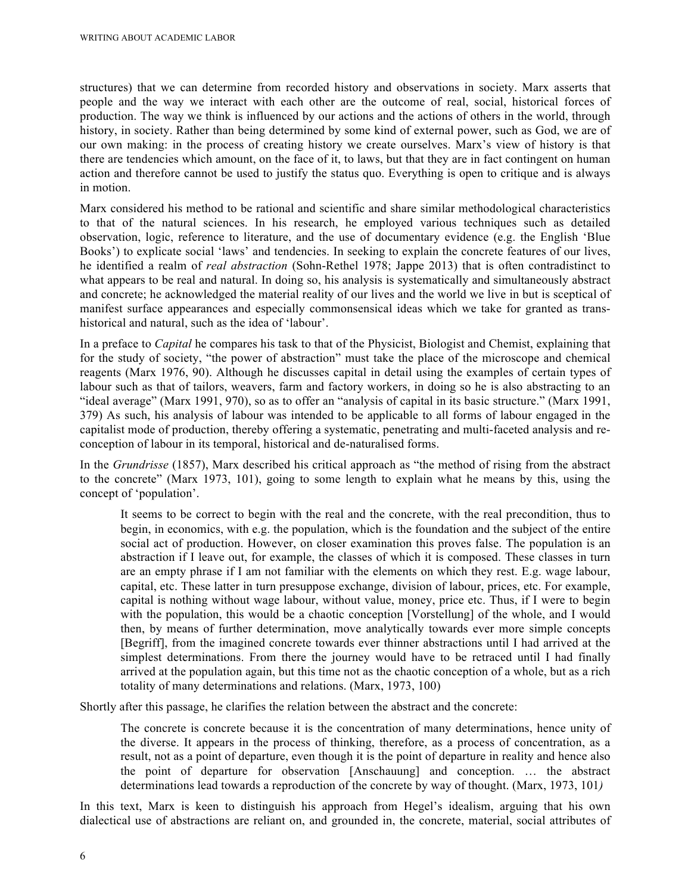structures) that we can determine from recorded history and observations in society. Marx asserts that people and the way we interact with each other are the outcome of real, social, historical forces of production. The way we think is influenced by our actions and the actions of others in the world, through history, in society. Rather than being determined by some kind of external power, such as God, we are of our own making: in the process of creating history we create ourselves. Marx's view of history is that there are tendencies which amount, on the face of it, to laws, but that they are in fact contingent on human action and therefore cannot be used to justify the status quo. Everything is open to critique and is always in motion.

Marx considered his method to be rational and scientific and share similar methodological characteristics to that of the natural sciences. In his research, he employed various techniques such as detailed observation, logic, reference to literature, and the use of documentary evidence (e.g. the English 'Blue Books') to explicate social 'laws' and tendencies. In seeking to explain the concrete features of our lives, he identified a realm of *real abstraction* (Sohn-Rethel 1978; Jappe 2013) that is often contradistinct to what appears to be real and natural. In doing so, his analysis is systematically and simultaneously abstract and concrete; he acknowledged the material reality of our lives and the world we live in but is sceptical of manifest surface appearances and especially commonsensical ideas which we take for granted as trans-historical and natural, such as the idea of 'labour'.

In a preface to *Capital* he compares his task to that of the Physicist, Biologist and Chemist, explaining that for the study of society, "the power of abstraction" must take the place of the microscope and chemical reagents (Marx 1976, 90). Although he discusses capital in detail using the examples of certain types of labour such as that of tailors, weavers, farm and factory workers, in doing so he is also abstracting to an "ideal average" (Marx 1991, 970), so as to offer an "analysis of capital in its basic structure." (Marx 1991, 379) As such, his analysis of labour was intended to be applicable to all forms of labour engaged in the capitalist mode of production, thereby offering a systematic, penetrating and multi-faceted analysis and re-conception of labour in its temporal, historical and de-naturalised forms.

In the *Grundrisse* (1857), Marx described his critical approach as "the method of rising from the abstract to the concrete" (Marx 1973, 101), going to some length to explain what he means by this, using the concept of 'population'.

> It seems to be correct to begin with the real and the concrete, with the real precondition, thus to begin, in economics, with e.g. the population, which is the foundation and the subject of the entire social act of production. However, on closer examination this proves false. The population is an abstraction if I leave out, for example, the classes of which it is composed. These classes in turn are an empty phrase if I am not familiar with the elements on which they rest. E.g. wage labour, capital, etc. These latter in turn presuppose exchange, division of labour, prices, etc. For example, capital is nothing without wage labour, without value, money, price etc. Thus, if I were to begin with the population, this would be a chaotic conception [Vorstellung] of the whole, and I would then, by means of further determination, move analytically towards ever more simple concepts [Begriff], from the imagined concrete towards ever thinner abstractions until I had arrived at the simplest determinations. From there the journey would have to be retraced until I had finally arrived at the population again, but this time not as the chaotic conception of a whole, but as a rich totality of many determinations and relations. (Marx, 1973, 100)

Shortly after this passage, he clarifies the relation between the abstract and the concrete:

> The concrete is concrete because it is the concentration of many determinations, hence unity of the diverse. It appears in the process of thinking, therefore, as a process of concentration, as a result, not as a point of departure, even though it is the point of departure in reality and hence also the point of departure for observation [Anschauung] and conception. … the abstract determinations lead towards a reproduction of the concrete by way of thought. (Marx, 1973, 101*)*

In this text, Marx is keen to distinguish his approach from Hegel's idealism, arguing that his own dialectical use of abstractions are reliant on, and grounded in, the concrete, material, social attributes of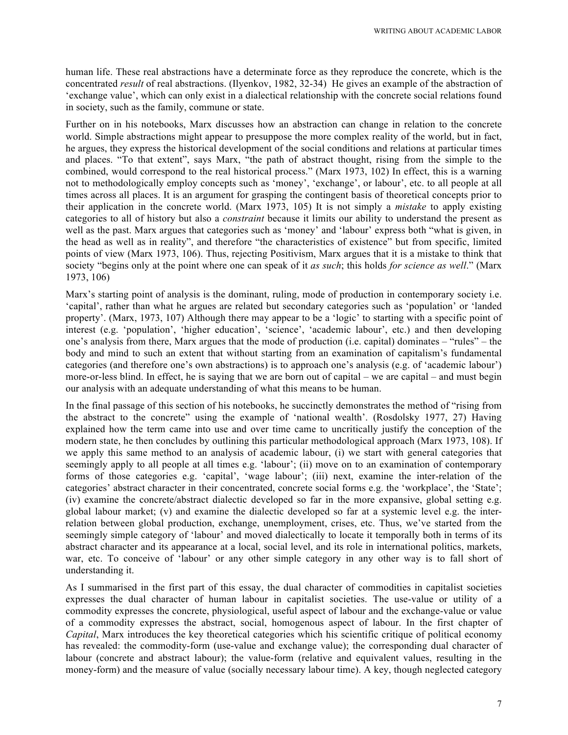human life. These real abstractions have a determinate force as they reproduce the concrete, which is the concentrated *result* of real abstractions. (Ilyenkov, 1982, 32-34) He gives an example of the abstraction of 'exchange value', which can only exist in a dialectical relationship with the concrete social relations found in society, such as the family, commune or state.

Further on in his notebooks, Marx discusses how an abstraction can change in relation to the concrete world. Simple abstractions might appear to presuppose the more complex reality of the world, but in fact, he argues, they express the historical development of the social conditions and relations at particular times and places. "To that extent", says Marx, "the path of abstract thought, rising from the simple to the combined, would correspond to the real historical process." (Marx 1973, 102) In effect, this is a warning not to methodologically employ concepts such as 'money', 'exchange', or labour', etc. to all people at all times across all places. It is an argument for grasping the contingent basis of theoretical concepts prior to their application in the concrete world. (Marx 1973, 105) It is not simply a *mistake* to apply existing categories to all of history but also a *constraint* because it limits our ability to understand the present as well as the past. Marx argues that categories such as 'money' and 'labour' express both "what is given, in the head as well as in reality", and therefore "the characteristics of existence" but from specific, limited points of view (Marx 1973, 106). Thus, rejecting Positivism, Marx argues that it is a mistake to think that society "begins only at the point where one can speak of it *as such*; this holds *for science as well*." (Marx 1973, 106)

Marx's starting point of analysis is the dominant, ruling, mode of production in contemporary society i.e. 'capital', rather than what he argues are related but secondary categories such as 'population' or 'landed property'. (Marx, 1973, 107) Although there may appear to be a 'logic' to starting with a specific point of interest (e.g. 'population', 'higher education', 'science', 'academic labour', etc.) and then developing one's analysis from there, Marx argues that the mode of production (i.e. capital) dominates – "rules" – the body and mind to such an extent that without starting from an examination of capitalism's fundamental categories (and therefore one's own abstractions) is to approach one's analysis (e.g. of 'academic labour') more-or-less blind. In effect, he is saying that we are born out of capital – we are capital – and must begin our analysis with an adequate understanding of what this means to be human.

In the final passage of this section of his notebooks, he succinctly demonstrates the method of "rising from the abstract to the concrete" using the example of 'national wealth'. (Rosdolsky 1977, 27) Having explained how the term came into use and over time came to uncritically justify the conception of the modern state, he then concludes by outlining this particular methodological approach (Marx 1973, 108). If we apply this same method to an analysis of academic labour, (i) we start with general categories that seemingly apply to all people at all times e.g. 'labour'; (ii) move on to an examination of contemporary forms of those categories e.g. 'capital', 'wage labour'; (iii) next, examine the inter-relation of the categories' abstract character in their concentrated, concrete social forms e.g. the 'workplace', the 'State'; (iv) examine the concrete/abstract dialectic developed so far in the more expansive, global setting e.g. global labour market; (v) and examine the dialectic developed so far at a systemic level e.g. the inter-relation between global production, exchange, unemployment, crises, etc. Thus, we've started from the seemingly simple category of 'labour' and moved dialectically to locate it temporally both in terms of its abstract character and its appearance at a local, social level, and its role in international politics, markets, war, etc. To conceive of 'labour' or any other simple category in any other way is to fall short of understanding it.

As I summarised in the first part of this essay, the dual character of commodities in capitalist societies expresses the dual character of human labour in capitalist societies. The use-value or utility of a commodity expresses the concrete, physiological, useful aspect of labour and the exchange-value or value of a commodity expresses the abstract, social, homogenous aspect of labour. In the first chapter of *Capital*, Marx introduces the key theoretical categories which his scientific critique of political economy has revealed: the commodity-form (use-value and exchange value); the corresponding dual character of labour (concrete and abstract labour); the value-form (relative and equivalent values, resulting in the money-form) and the measure of value (socially necessary labour time). A key, though neglected category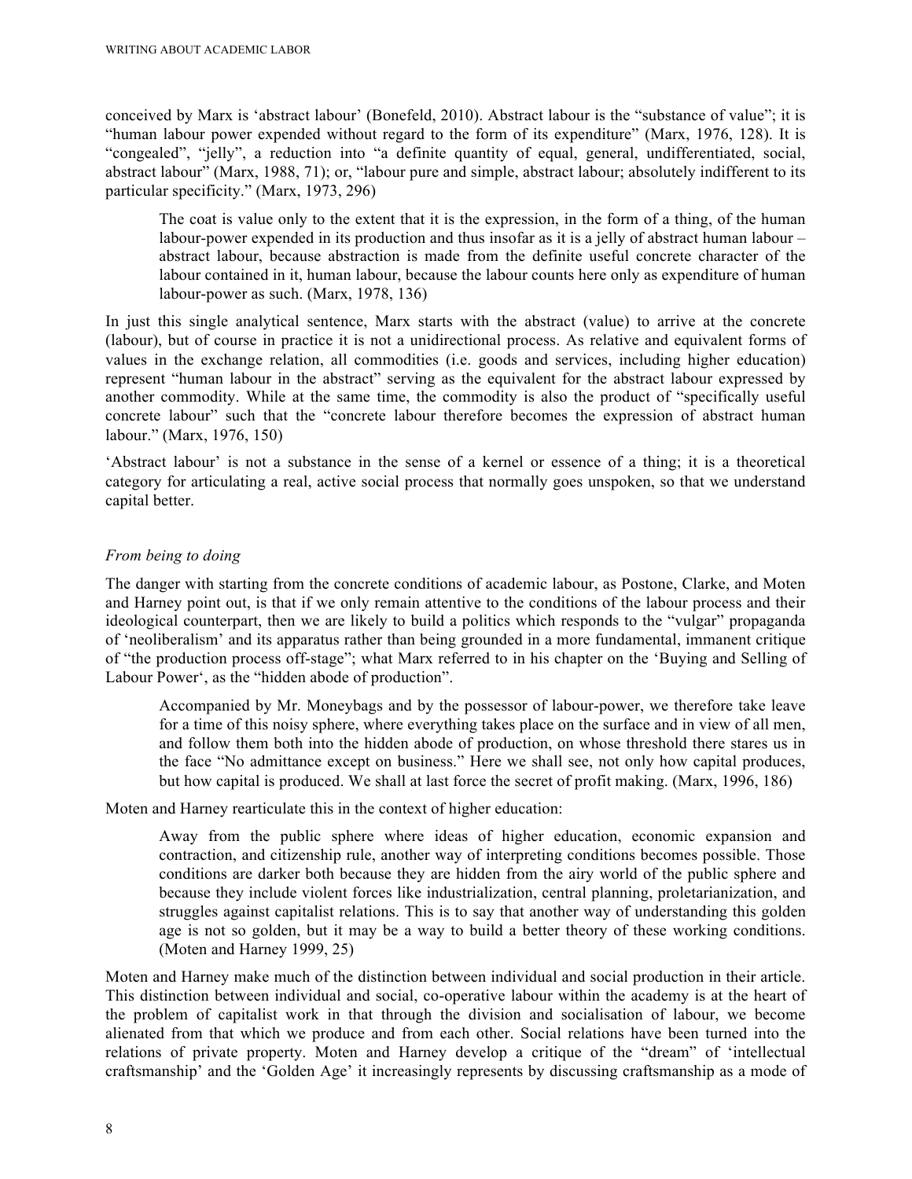conceived by Marx is 'abstract labour' (Bonefeld, 2010). Abstract labour is the "substance of value"; it is "human labour power expended without regard to the form of its expenditure" (Marx, 1976, 128). It is "congealed", "jelly", a reduction into "a definite quantity of equal, general, undifferentiated, social, abstract labour" (Marx, 1988, 71); or, "labour pure and simple, abstract labour; absolutely indifferent to its particular specificity." (Marx, 1973, 296)

> The coat is value only to the extent that it is the expression, in the form of a thing, of the human labour-power expended in its production and thus insofar as it is a jelly of abstract human labour – abstract labour, because abstraction is made from the definite useful concrete character of the labour contained in it, human labour, because the labour counts here only as expenditure of human labour-power as such. (Marx, 1978, 136)

In just this single analytical sentence, Marx starts with the abstract (value) to arrive at the concrete (labour), but of course in practice it is not a unidirectional process. As relative and equivalent forms of values in the exchange relation, all commodities (i.e. goods and services, including higher education) represent "human labour in the abstract" serving as the equivalent for the abstract labour expressed by another commodity. While at the same time, the commodity is also the product of "specifically useful concrete labour" such that the "concrete labour therefore becomes the expression of abstract human labour." (Marx, 1976, 150)

'Abstract labour' is not a substance in the sense of a kernel or essence of a thing; it is a theoretical category for articulating a real, active social process that normally goes unspoken, so that we understand capital better.

*From being to doing*

The danger with starting from the concrete conditions of academic labour, as Postone, Clarke, and Moten and Harney point out, is that if we only remain attentive to the conditions of the labour process and their ideological counterpart, then we are likely to build a politics which responds to the "vulgar" propaganda of 'neoliberalism' and its apparatus rather than being grounded in a more fundamental, immanent critique of "the production process off-stage"; what Marx referred to in his chapter on the 'Buying and Selling of Labour Power', as the "hidden abode of production".

> Accompanied by Mr. Moneybags and by the possessor of labour-power, we therefore take leave for a time of this noisy sphere, where everything takes place on the surface and in view of all men, and follow them both into the hidden abode of production, on whose threshold there stares us in the face "No admittance except on business." Here we shall see, not only how capital produces, but how capital is produced. We shall at last force the secret of profit making. (Marx, 1996, 186)

Moten and Harney rearticulate this in the context of higher education:

> Away from the public sphere where ideas of higher education, economic expansion and contraction, and citizenship rule, another way of interpreting conditions becomes possible. Those conditions are darker both because they are hidden from the airy world of the public sphere and because they include violent forces like industrialization, central planning, proletarianization, and struggles against capitalist relations. This is to say that another way of understanding this golden age is not so golden, but it may be a way to build a better theory of these working conditions. (Moten and Harney 1999, 25)

Moten and Harney make much of the distinction between individual and social production in their article. This distinction between individual and social, co-operative labour within the academy is at the heart of the problem of capitalist work in that through the division and socialisation of labour, we become alienated from that which we produce and from each other. Social relations have been turned into the relations of private property. Moten and Harney develop a critique of the "dream" of 'intellectual craftsmanship' and the 'Golden Age' it increasingly represents by discussing craftsmanship as a mode of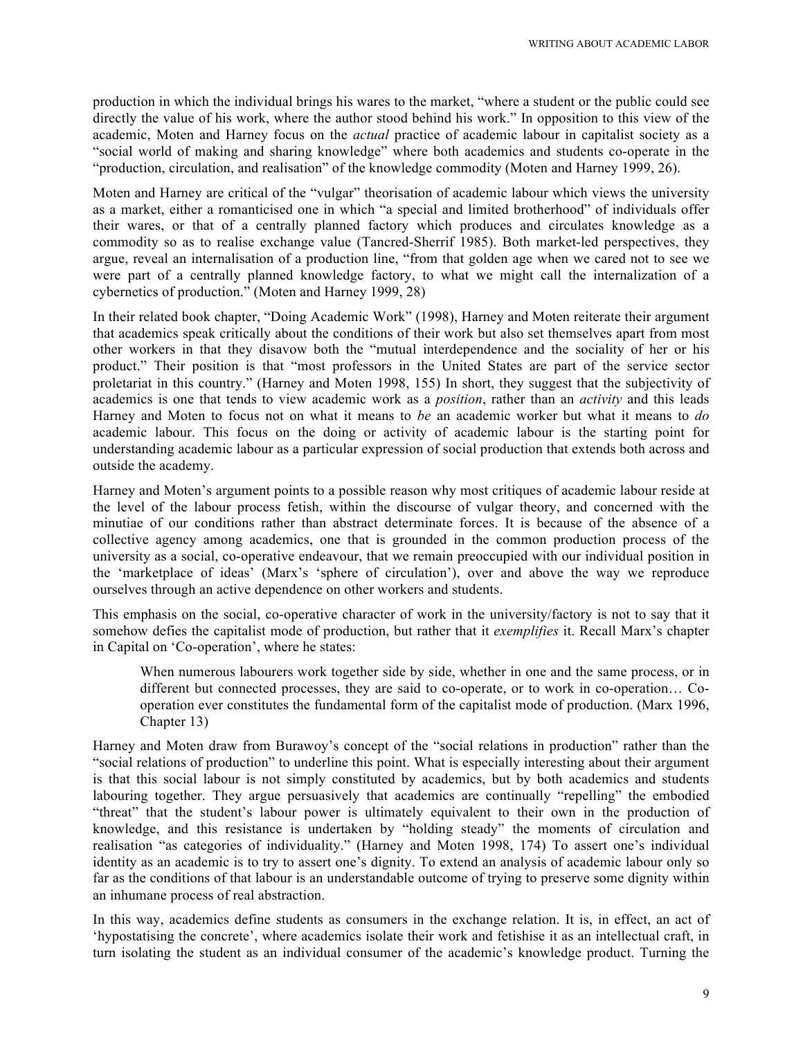production in which the individual brings his wares to the market, "where a student or the public could see directly the value of his work, where the author stood behind his work." In opposition to this view of the academic, Moten and Harney focus on the *actual* practice of academic labour in capitalist society as a "social world of making and sharing knowledge" where both academics and students co-operate in the "production, circulation, and realisation" of the knowledge commodity (Moten and Harney 1999, 26).

Moten and Harney are critical of the "vulgar" theorisation of academic labour which views the university as a market, either a romanticised one in which "a special and limited brotherhood" of individuals offer their wares, or that of a centrally planned factory which produces and circulates knowledge as a commodity so as to realise exchange value (Tancred-Sherrif 1985). Both market-led perspectives, they argue, reveal an internalisation of a production line, "from that golden age when we cared not to see we were part of a centrally planned knowledge factory, to what we might call the internalization of a cybernetics of production." (Moten and Harney 1999, 28)

In their related book chapter, "Doing Academic Work" (1998), Harney and Moten reiterate their argument that academics speak critically about the conditions of their work but also set themselves apart from most other workers in that they disavow both the "mutual interdependence and the sociality of her or his product." Their position is that "most professors in the United States are part of the service sector proletariat in this country." (Harney and Moten 1998, 155) In short, they suggest that the subjectivity of academics is one that tends to view academic work as a *position*, rather than an *activity* and this leads Harney and Moten to focus not on what it means to *be* an academic worker but what it means to *do* academic labour. This focus on the doing or activity of academic labour is the starting point for understanding academic labour as a particular expression of social production that extends both across and outside the academy.

Harney and Moten's argument points to a possible reason why most critiques of academic labour reside at the level of the labour process fetish, within the discourse of vulgar theory, and concerned with the minutiae of our conditions rather than abstract determinate forces. It is because of the absence of a collective agency among academics, one that is grounded in the common production process of the university as a social, co-operative endeavour, that we remain preoccupied with our individual position in the 'marketplace of ideas' (Marx's 'sphere of circulation'), over and above the way we reproduce ourselves through an active dependence on other workers and students.

This emphasis on the social, co-operative character of work in the university/factory is not to say that it somehow defies the capitalist mode of production, but rather that it *exemplifies* it. Recall Marx's chapter in Capital on 'Co-operation', where he states:

> When numerous labourers work together side by side, whether in one and the same process, or in different but connected processes, they are said to co-operate, or to work in co-operation… Co-operation ever constitutes the fundamental form of the capitalist mode of production. (Marx 1996, Chapter 13)

Harney and Moten draw from Burawoy's concept of the "social relations in production" rather than the "social relations of production" to underline this point. What is especially interesting about their argument is that this social labour is not simply constituted by academics, but by both academics and students labouring together. They argue persuasively that academics are continually "repelling" the embodied "threat" that the student's labour power is ultimately equivalent to their own in the production of knowledge, and this resistance is undertaken by "holding steady" the moments of circulation and realisation "as categories of individuality." (Harney and Moten 1998, 174) To assert one's individual identity as an academic is to try to assert one's dignity. To extend an analysis of academic labour only so far as the conditions of that labour is an understandable outcome of trying to preserve some dignity within an inhumane process of real abstraction.

In this way, academics define students as consumers in the exchange relation. It is, in effect, an act of 'hypostatising the concrete', where academics isolate their work and fetishise it as an intellectual craft, in turn isolating the student as an individual consumer of the academic's knowledge product. Turning the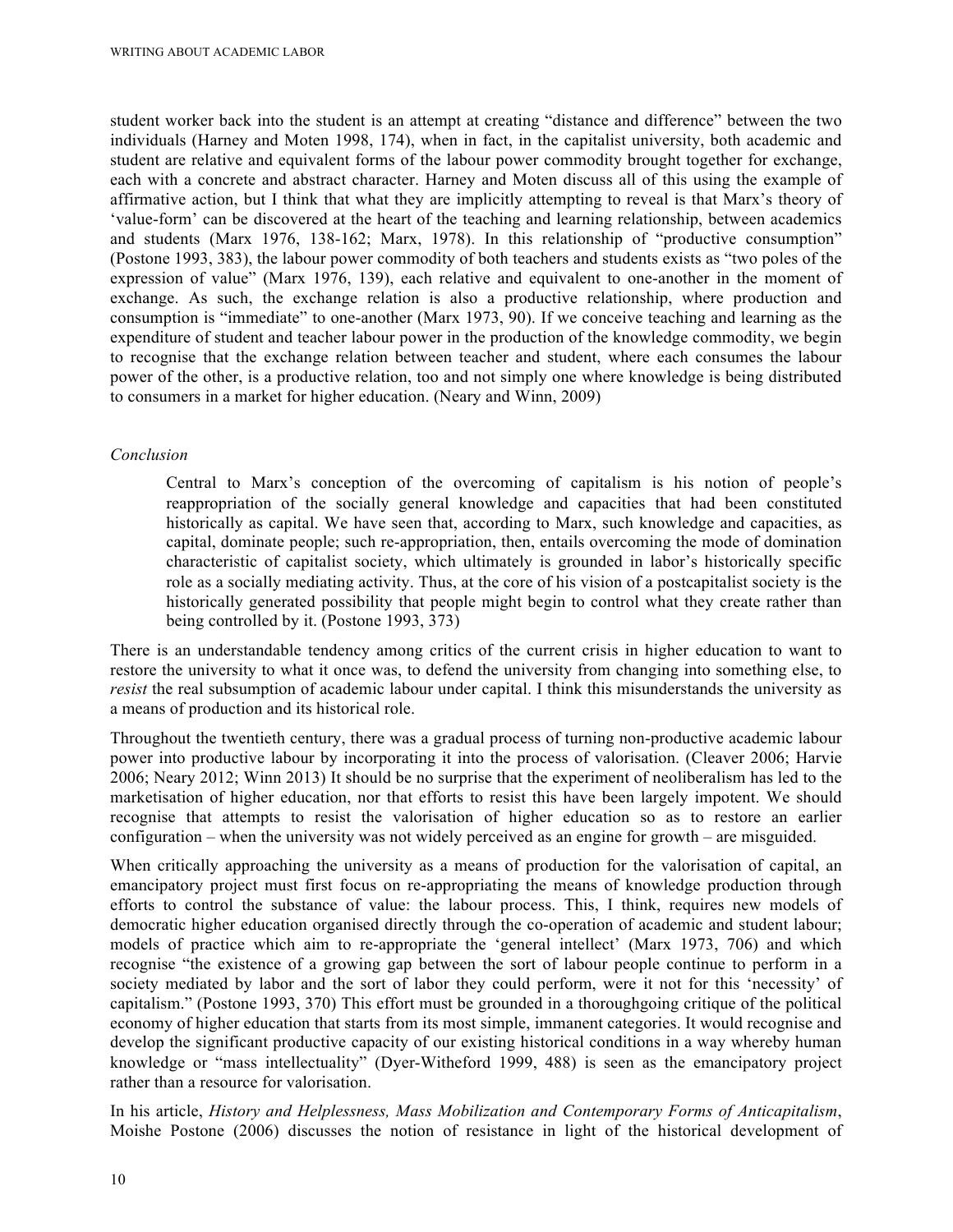student worker back into the student is an attempt at creating “distance and difference” between the two individuals (Harney and Moten 1998, 174), when in fact, in the capitalist university, both academic and student are relative and equivalent forms of the labour power commodity brought together for exchange, each with a concrete and abstract character. Harney and Moten discuss all of this using the example of affirmative action, but I think that what they are implicitly attempting to reveal is that Marx’s theory of ‘value-form’ can be discovered at the heart of the teaching and learning relationship, between academics and students (Marx 1976, 138-162; Marx, 1978). In this relationship of “productive consumption” (Postone 1993, 383), the labour power commodity of both teachers and students exists as “two poles of the expression of value” (Marx 1976, 139), each relative and equivalent to one-another in the moment of exchange. As such, the exchange relation is also a productive relationship, where production and consumption is “immediate” to one-another (Marx 1973, 90). If we conceive teaching and learning as the expenditure of student and teacher labour power in the production of the knowledge commodity, we begin to recognise that the exchange relation between teacher and student, where each consumes the labour power of the other, is a productive relation, too and not simply one where knowledge is being distributed to consumers in a market for higher education. (Neary and Winn, 2009)

*Conclusion*

> Central to Marx’s conception of the overcoming of capitalism is his notion of people’s reappropriation of the socially general knowledge and capacities that had been constituted historically as capital. We have seen that, according to Marx, such knowledge and capacities, as capital, dominate people; such re-appropriation, then, entails overcoming the mode of domination characteristic of capitalist society, which ultimately is grounded in labor’s historically specific role as a socially mediating activity. Thus, at the core of his vision of a postcapitalist society is the historically generated possibility that people might begin to control what they create rather than being controlled by it. (Postone 1993, 373)

There is an understandable tendency among critics of the current crisis in higher education to want to restore the university to what it once was, to defend the university from changing into something else, to *resist* the real subsumption of academic labour under capital. I think this misunderstands the university as a means of production and its historical role.

Throughout the twentieth century, there was a gradual process of turning non-productive academic labour power into productive labour by incorporating it into the process of valorisation. (Cleaver 2006; Harvie 2006; Neary 2012; Winn 2013) It should be no surprise that the experiment of neoliberalism has led to the marketisation of higher education, nor that efforts to resist this have been largely impotent. We should recognise that attempts to resist the valorisation of higher education so as to restore an earlier configuration – when the university was not widely perceived as an engine for growth – are misguided.

When critically approaching the university as a means of production for the valorisation of capital, an emancipatory project must first focus on re-appropriating the means of knowledge production through efforts to control the substance of value: the labour process. This, I think, requires new models of democratic higher education organised directly through the co-operation of academic and student labour; models of practice which aim to re-appropriate the ‘general intellect’ (Marx 1973, 706) and which recognise “the existence of a growing gap between the sort of labour people continue to perform in a society mediated by labor and the sort of labor they could perform, were it not for this ‘necessity’ of capitalism.” (Postone 1993, 370) This effort must be grounded in a thoroughgoing critique of the political economy of higher education that starts from its most simple, immanent categories. It would recognise and develop the significant productive capacity of our existing historical conditions in a way whereby human knowledge or “mass intellectuality” (Dyer-Witheford 1999, 488) is seen as the emancipatory project rather than a resource for valorisation.

In his article, *History and Helplessness, Mass Mobilization and Contemporary Forms of Anticapitalism*, Moishe Postone (2006) discusses the notion of resistance in light of the historical development of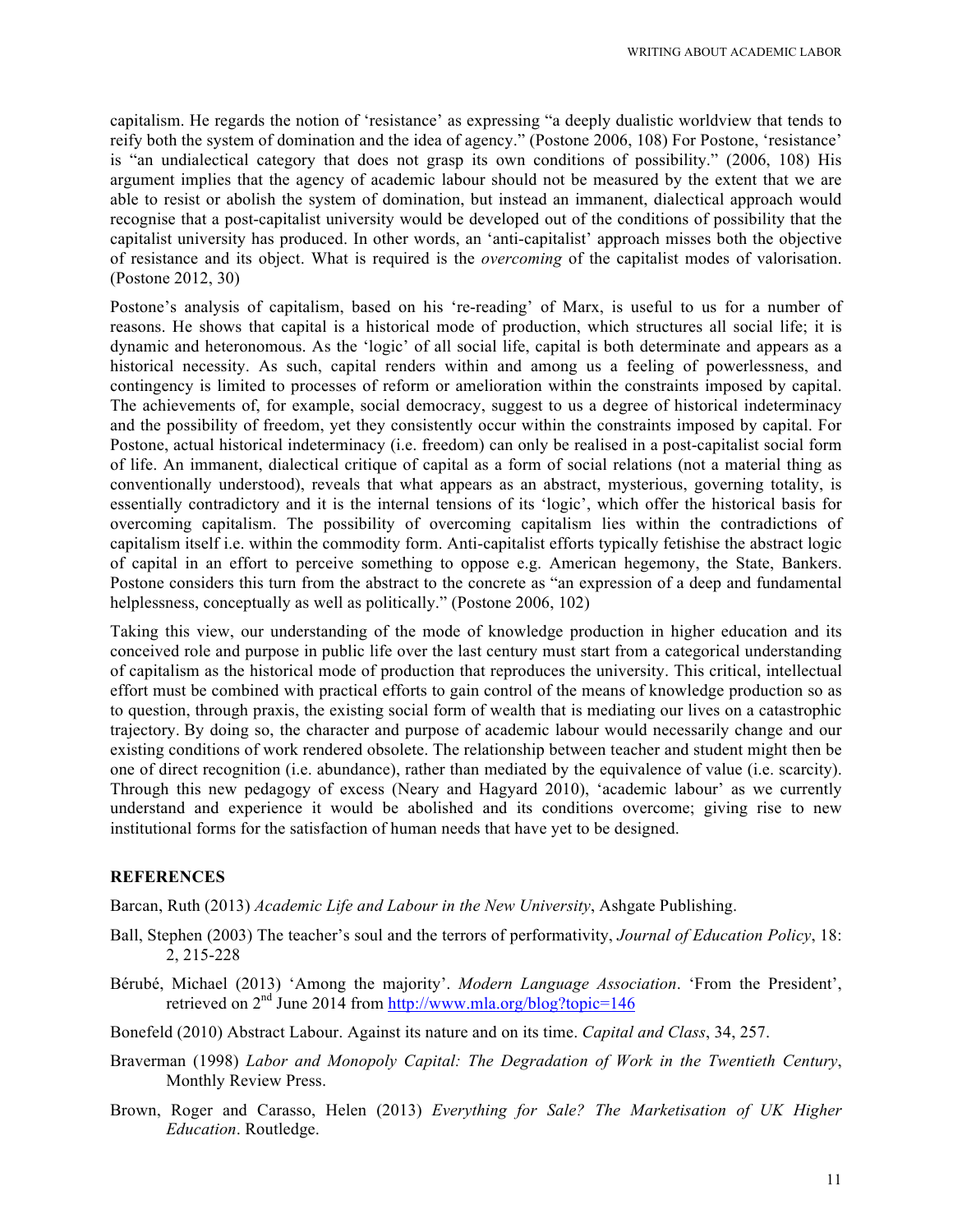capitalism. He regards the notion of 'resistance' as expressing "a deeply dualistic worldview that tends to reify both the system of domination and the idea of agency." (Postone 2006, 108) For Postone, 'resistance' is "an undialectical category that does not grasp its own conditions of possibility." (2006, 108) His argument implies that the agency of academic labour should not be measured by the extent that we are able to resist or abolish the system of domination, but instead an immanent, dialectical approach would recognise that a post-capitalist university would be developed out of the conditions of possibility that the capitalist university has produced. In other words, an 'anti-capitalist' approach misses both the objective of resistance and its object. What is required is the *overcoming* of the capitalist modes of valorisation. (Postone 2012, 30)

Postone's analysis of capitalism, based on his 're-reading' of Marx, is useful to us for a number of reasons. He shows that capital is a historical mode of production, which structures all social life; it is dynamic and heteronomous. As the 'logic' of all social life, capital is both determinate and appears as a historical necessity. As such, capital renders within and among us a feeling of powerlessness, and contingency is limited to processes of reform or amelioration within the constraints imposed by capital. The achievements of, for example, social democracy, suggest to us a degree of historical indeterminacy and the possibility of freedom, yet they consistently occur within the constraints imposed by capital. For Postone, actual historical indeterminacy (i.e. freedom) can only be realised in a post-capitalist social form of life. An immanent, dialectical critique of capital as a form of social relations (not a material thing as conventionally understood), reveals that what appears as an abstract, mysterious, governing totality, is essentially contradictory and it is the internal tensions of its 'logic', which offer the historical basis for overcoming capitalism. The possibility of overcoming capitalism lies within the contradictions of capitalism itself i.e. within the commodity form. Anti-capitalist efforts typically fetishise the abstract logic of capital in an effort to perceive something to oppose e.g. American hegemony, the State, Bankers. Postone considers this turn from the abstract to the concrete as "an expression of a deep and fundamental helplessness, conceptually as well as politically." (Postone 2006, 102)

Taking this view, our understanding of the mode of knowledge production in higher education and its conceived role and purpose in public life over the last century must start from a categorical understanding of capitalism as the historical mode of production that reproduces the university. This critical, intellectual effort must be combined with practical efforts to gain control of the means of knowledge production so as to question, through praxis, the existing social form of wealth that is mediating our lives on a catastrophic trajectory. By doing so, the character and purpose of academic labour would necessarily change and our existing conditions of work rendered obsolete. The relationship between teacher and student might then be one of direct recognition (i.e. abundance), rather than mediated by the equivalence of value (i.e. scarcity). Through this new pedagogy of excess (Neary and Hagyard 2010), 'academic labour' as we currently understand and experience it would be abolished and its conditions overcome; giving rise to new institutional forms for the satisfaction of human needs that have yet to be designed.

## REFERENCES

Barcan, Ruth (2013) *Academic Life and Labour in the New University*, Ashgate Publishing.

Ball, Stephen (2003) The teacher's soul and the terrors of performativity, *Journal of Education Policy*, 18: 2, 215-228

Bérubé, Michael (2013) 'Among the majority'. *Modern Language Association*. 'From the President', retrieved on 2nd June 2014 from http://www.mla.org/blog?topic=146

Bonefeld (2010) Abstract Labour. Against its nature and on its time. *Capital and Class*, 34, 257.

Braverman (1998) *Labor and Monopoly Capital: The Degradation of Work in the Twentieth Century*, Monthly Review Press.

Brown, Roger and Carasso, Helen (2013) *Everything for Sale? The Marketisation of UK Higher Education*. Routledge.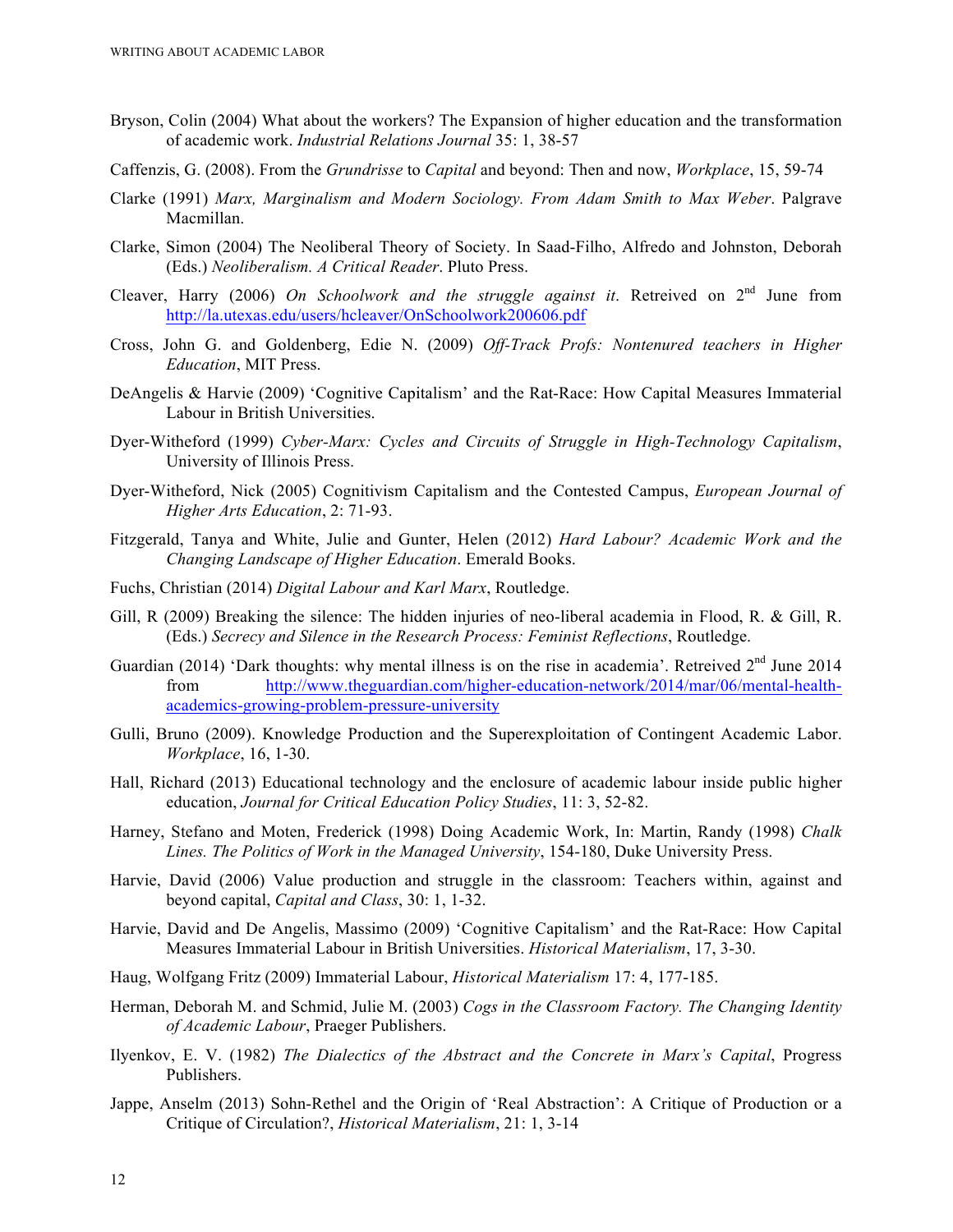Bryson, Colin (2004) What about the workers? The Expansion of higher education and the transformation of academic work. *Industrial Relations Journal* 35: 1, 38-57

Caffenzis, G. (2008). From the *Grundrisse* to *Capital* and beyond: Then and now, *Workplace*, 15, 59-74

Clarke (1991) *Marx, Marginalism and Modern Sociology. From Adam Smith to Max Weber*. Palgrave Macmillan.

Clarke, Simon (2004) The Neoliberal Theory of Society. In Saad-Filho, Alfredo and Johnston, Deborah (Eds.) *Neoliberalism. A Critical Reader*. Pluto Press.

Cleaver, Harry (2006) *On Schoolwork and the struggle against it*. Retreived on 2nd June from http://la.utexas.edu/users/hcleaver/OnSchoolwork200606.pdf

Cross, John G. and Goldenberg, Edie N. (2009) *Off-Track Profs: Nontenured teachers in Higher Education*, MIT Press.

DeAngelis & Harvie (2009) 'Cognitive Capitalism' and the Rat-Race: How Capital Measures Immaterial Labour in British Universities.

Dyer-Witheford (1999) *Cyber-Marx: Cycles and Circuits of Struggle in High-Technology Capitalism*, University of Illinois Press.

Dyer-Witheford, Nick (2005) Cognitivism Capitalism and the Contested Campus, *European Journal of Higher Arts Education*, 2: 71-93.

Fitzgerald, Tanya and White, Julie and Gunter, Helen (2012) *Hard Labour? Academic Work and the Changing Landscape of Higher Education*. Emerald Books.

Fuchs, Christian (2014) *Digital Labour and Karl Marx*, Routledge.

Gill, R (2009) Breaking the silence: The hidden injuries of neo-liberal academia in Flood, R. & Gill, R. (Eds.) *Secrecy and Silence in the Research Process: Feminist Reflections*, Routledge.

Guardian (2014) 'Dark thoughts: why mental illness is on the rise in academia'. Retreived 2nd June 2014 from http://www.theguardian.com/higher-education-network/2014/mar/06/mental-health-academics-growing-problem-pressure-university

Gulli, Bruno (2009). Knowledge Production and the Superexploitation of Contingent Academic Labor. *Workplace*, 16, 1-30.

Hall, Richard (2013) Educational technology and the enclosure of academic labour inside public higher education, *Journal for Critical Education Policy Studies*, 11: 3, 52-82.

Harney, Stefano and Moten, Frederick (1998) Doing Academic Work, In: Martin, Randy (1998) *Chalk Lines. The Politics of Work in the Managed University*, 154-180, Duke University Press.

Harvie, David (2006) Value production and struggle in the classroom: Teachers within, against and beyond capital, *Capital and Class*, 30: 1, 1-32.

Harvie, David and De Angelis, Massimo (2009) 'Cognitive Capitalism' and the Rat-Race: How Capital Measures Immaterial Labour in British Universities. *Historical Materialism*, 17, 3-30.

Haug, Wolfgang Fritz (2009) Immaterial Labour, *Historical Materialism* 17: 4, 177-185.

Herman, Deborah M. and Schmid, Julie M. (2003) *Cogs in the Classroom Factory. The Changing Identity of Academic Labour*, Praeger Publishers.

Ilyenkov, E. V. (1982) *The Dialectics of the Abstract and the Concrete in Marx's Capital*, Progress Publishers.

Jappe, Anselm (2013) Sohn-Rethel and the Origin of 'Real Abstraction': A Critique of Production or a Critique of Circulation?, *Historical Materialism*, 21: 1, 3-14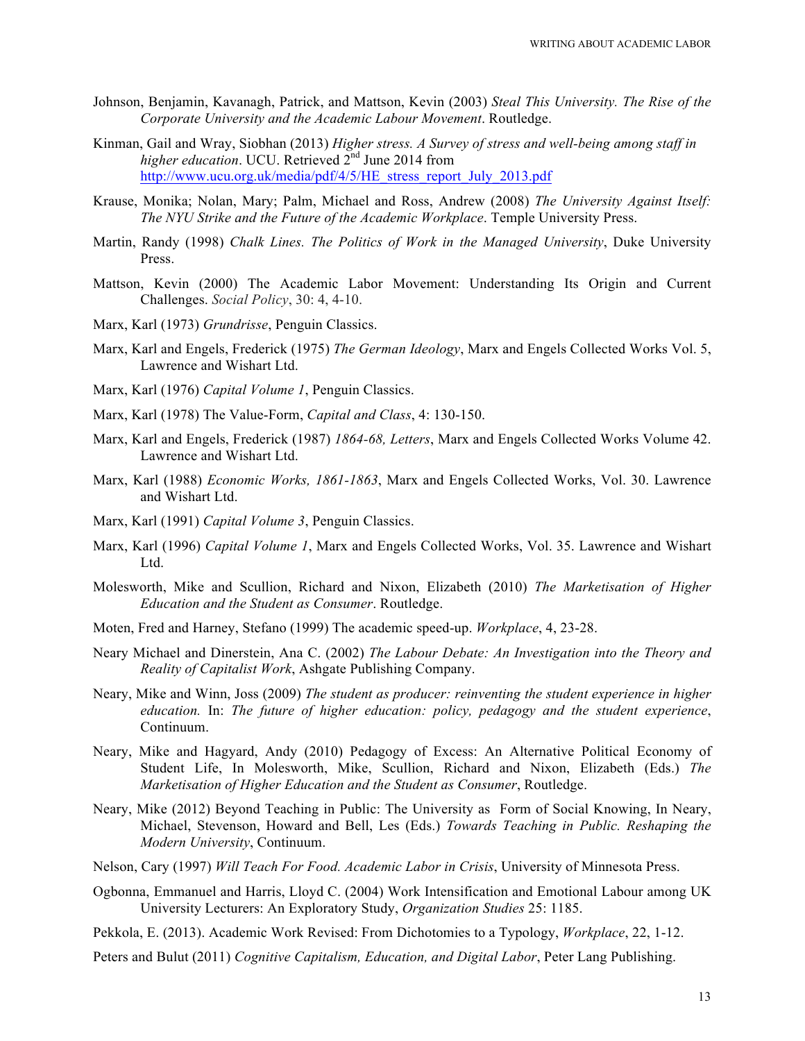Johnson, Benjamin, Kavanagh, Patrick, and Mattson, Kevin (2003) *Steal This University. The Rise of the Corporate University and the Academic Labour Movement*. Routledge.

Kinman, Gail and Wray, Siobhan (2013) *Higher stress. A Survey of stress and well-being among staff in higher education*. UCU. Retrieved 2nd June 2014 from http://www.ucu.org.uk/media/pdf/4/5/HE_stress_report_July_2013.pdf

Krause, Monika; Nolan, Mary; Palm, Michael and Ross, Andrew (2008) *The University Against Itself: The NYU Strike and the Future of the Academic Workplace*. Temple University Press.

Martin, Randy (1998) *Chalk Lines. The Politics of Work in the Managed University*, Duke University Press.

Mattson, Kevin (2000) The Academic Labor Movement: Understanding Its Origin and Current Challenges. *Social Policy*, 30: 4, 4-10.

Marx, Karl (1973) *Grundrisse*, Penguin Classics.

Marx, Karl and Engels, Frederick (1975) *The German Ideology*, Marx and Engels Collected Works Vol. 5, Lawrence and Wishart Ltd.

Marx, Karl (1976) *Capital Volume 1*, Penguin Classics.

Marx, Karl (1978) The Value-Form, *Capital and Class*, 4: 130-150.

Marx, Karl and Engels, Frederick (1987) *1864-68, Letters*, Marx and Engels Collected Works Volume 42. Lawrence and Wishart Ltd.

Marx, Karl (1988) *Economic Works, 1861-1863*, Marx and Engels Collected Works, Vol. 30. Lawrence and Wishart Ltd.

Marx, Karl (1991) *Capital Volume 3*, Penguin Classics.

Marx, Karl (1996) *Capital Volume 1*, Marx and Engels Collected Works, Vol. 35. Lawrence and Wishart Ltd.

Molesworth, Mike and Scullion, Richard and Nixon, Elizabeth (2010) *The Marketisation of Higher Education and the Student as Consumer*. Routledge.

Moten, Fred and Harney, Stefano (1999) The academic speed-up. *Workplace*, 4, 23-28.

Neary Michael and Dinerstein, Ana C. (2002) *The Labour Debate: An Investigation into the Theory and Reality of Capitalist Work*, Ashgate Publishing Company.

Neary, Mike and Winn, Joss (2009) *The student as producer: reinventing the student experience in higher education.* In: *The future of higher education: policy, pedagogy and the student experience*, Continuum.

Neary, Mike and Hagyard, Andy (2010) Pedagogy of Excess: An Alternative Political Economy of Student Life, In Molesworth, Mike, Scullion, Richard and Nixon, Elizabeth (Eds.) *The Marketisation of Higher Education and the Student as Consumer*, Routledge.

Neary, Mike (2012) Beyond Teaching in Public: The University as Form of Social Knowing, In Neary, Michael, Stevenson, Howard and Bell, Les (Eds.) *Towards Teaching in Public. Reshaping the Modern University*, Continuum.

Nelson, Cary (1997) *Will Teach For Food. Academic Labor in Crisis*, University of Minnesota Press.

Ogbonna, Emmanuel and Harris, Lloyd C. (2004) Work Intensification and Emotional Labour among UK University Lecturers: An Exploratory Study, *Organization Studies* 25: 1185.

Pekkola, E. (2013). Academic Work Revised: From Dichotomies to a Typology, *Workplace*, 22, 1-12.

Peters and Bulut (2011) *Cognitive Capitalism, Education, and Digital Labor*, Peter Lang Publishing.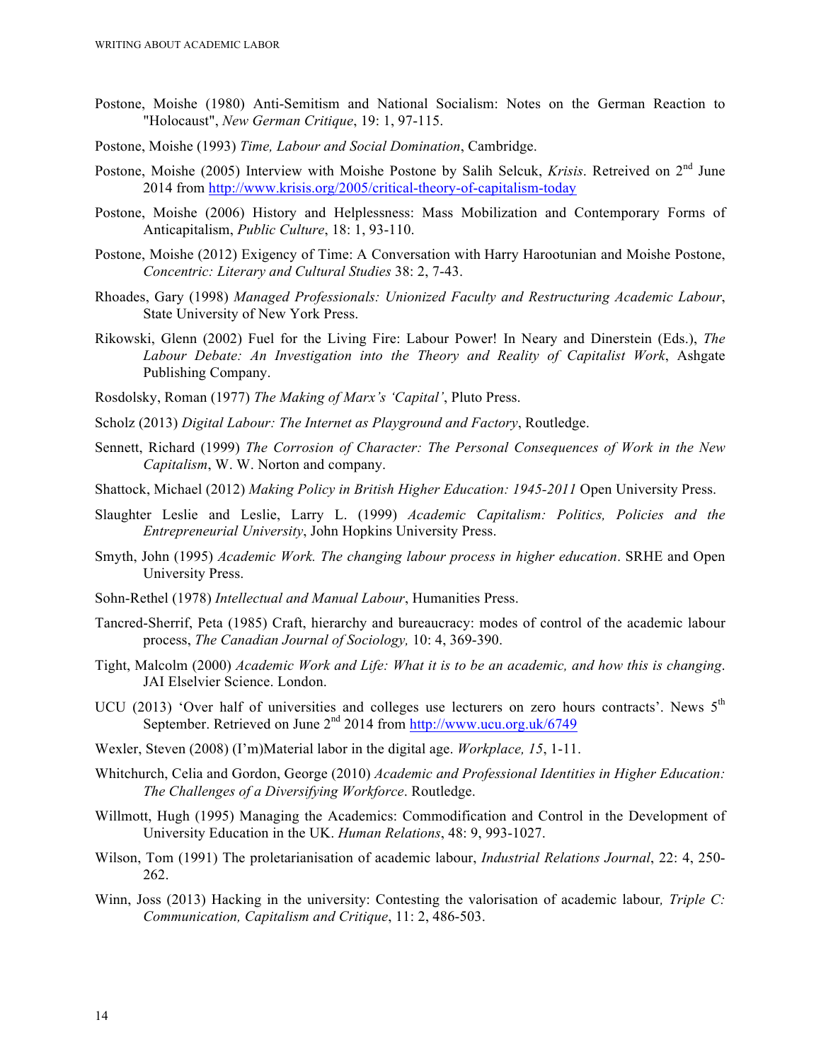Postone, Moishe (1980) Anti-Semitism and National Socialism: Notes on the German Reaction to "Holocaust", *New German Critique*, 19: 1, 97-115.

Postone, Moishe (1993) *Time, Labour and Social Domination*, Cambridge.

Postone, Moishe (2005) Interview with Moishe Postone by Salih Selcuk, *Krisis*. Retreived on 2nd June 2014 from http://www.krisis.org/2005/critical-theory-of-capitalism-today

Postone, Moishe (2006) History and Helplessness: Mass Mobilization and Contemporary Forms of Anticapitalism, *Public Culture*, 18: 1, 93-110.

Postone, Moishe (2012) Exigency of Time: A Conversation with Harry Harootunian and Moishe Postone, *Concentric: Literary and Cultural Studies* 38: 2, 7-43.

Rhoades, Gary (1998) *Managed Professionals: Unionized Faculty and Restructuring Academic Labour*, State University of New York Press.

Rikowski, Glenn (2002) Fuel for the Living Fire: Labour Power! In Neary and Dinerstein (Eds.), *The Labour Debate: An Investigation into the Theory and Reality of Capitalist Work*, Ashgate Publishing Company.

Rosdolsky, Roman (1977) *The Making of Marx's 'Capital'*, Pluto Press.

Scholz (2013) *Digital Labour: The Internet as Playground and Factory*, Routledge.

Sennett, Richard (1999) *The Corrosion of Character: The Personal Consequences of Work in the New Capitalism*, W. W. Norton and company.

Shattock, Michael (2012) *Making Policy in British Higher Education: 1945-2011* Open University Press.

Slaughter Leslie and Leslie, Larry L. (1999) *Academic Capitalism: Politics, Policies and the Entrepreneurial University*, John Hopkins University Press.

Smyth, John (1995) *Academic Work. The changing labour process in higher education*. SRHE and Open University Press.

Sohn-Rethel (1978) *Intellectual and Manual Labour*, Humanities Press.

Tancred-Sherrif, Peta (1985) Craft, hierarchy and bureaucracy: modes of control of the academic labour process, *The Canadian Journal of Sociology,* 10: 4, 369-390.

Tight, Malcolm (2000) *Academic Work and Life: What it is to be an academic, and how this is changing*. JAI Elselvier Science. London.

UCU (2013) 'Over half of universities and colleges use lecturers on zero hours contracts'. News 5th September. Retrieved on June 2nd 2014 from http://www.ucu.org.uk/6749

Wexler, Steven (2008) (I'm)Material labor in the digital age. *Workplace, 15*, 1-11.

Whitchurch, Celia and Gordon, George (2010) *Academic and Professional Identities in Higher Education: The Challenges of a Diversifying Workforce*. Routledge.

Willmott, Hugh (1995) Managing the Academics: Commodification and Control in the Development of University Education in the UK. *Human Relations*, 48: 9, 993-1027.

Wilson, Tom (1991) The proletarianisation of academic labour, *Industrial Relations Journal*, 22: 4, 250-262.

Winn, Joss (2013) Hacking in the university: Contesting the valorisation of academic labour*, Triple C: Communication, Capitalism and Critique*, 11: 2, 486-503.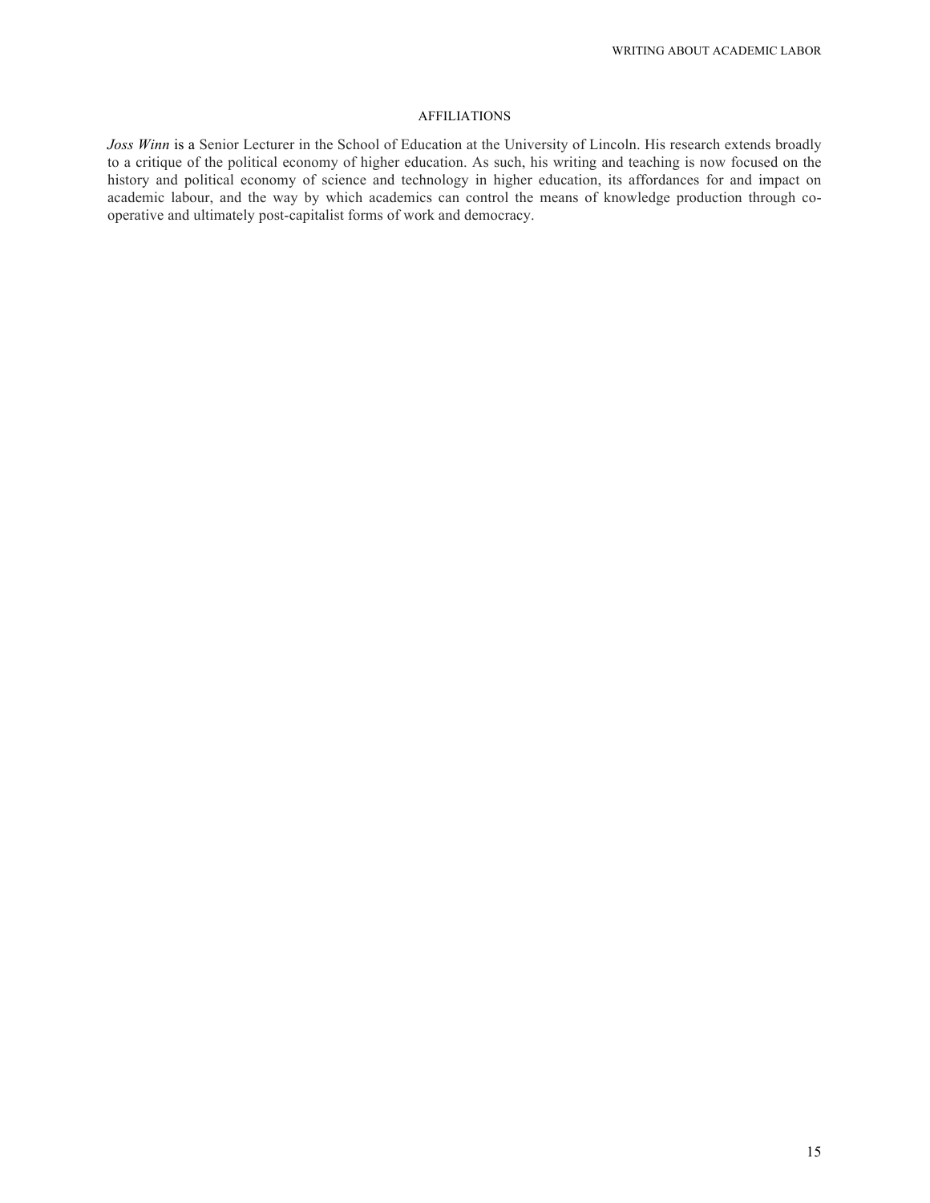## AFFILIATIONS

*Joss Winn* is a Senior Lecturer in the School of Education at the University of Lincoln. His research extends broadly to a critique of the political economy of higher education. As such, his writing and teaching is now focused on the history and political economy of science and technology in higher education, its affordances for and impact on academic labour, and the way by which academics can control the means of knowledge production through co-operative and ultimately post-capitalist forms of work and democracy.